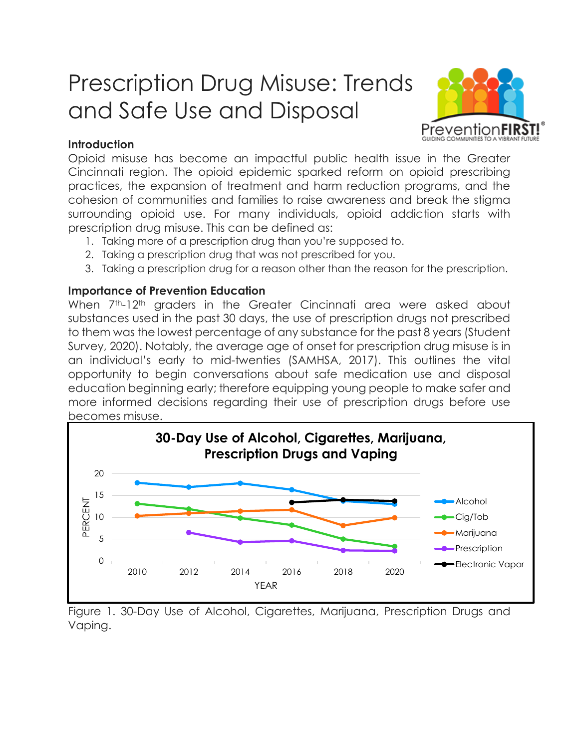# Prescription Drug Misuse: Trends and Safe Use and Disposal

### Introduction

Opioid misuse has become an impactful public health issue in the Greater Cincinnati region. The opioid epidemic sparked reform on opioid prescribing practices, the expansion of treatment and harm reduction programs, and the cohesion of communities and families to raise awareness and break the stigma surrounding opioid use. For many individuals, opioid addiction starts with prescription drug misuse. This can be defined as:

1. Taking more of a prescription drug than you're supposed to.
2. Taking a prescription drug that was not prescribed for you.
3. Taking a prescription drug for a reason other than the reason for the prescription.

### Importance of Prevention Education

When 7th-12th graders in the Greater Cincinnati area were asked about substances used in the past 30 days, the use of prescription drugs not prescribed to them was the lowest percentage of any substance for the past 8 years (Student Survey, 2020). Notably, the average age of onset for prescription drug misuse is in an individual's early to mid-twenties (SAMHSA, 2017). This outlines the vital opportunity to begin conversations about safe medication use and disposal education beginning early; therefore equipping young people to make safer and more informed decisions regarding their use of prescription drugs before use becomes misuse.

Figure 1. 30-Day Use of Alcohol, Cigarettes, Marijuana, Prescription Drugs and Vaping.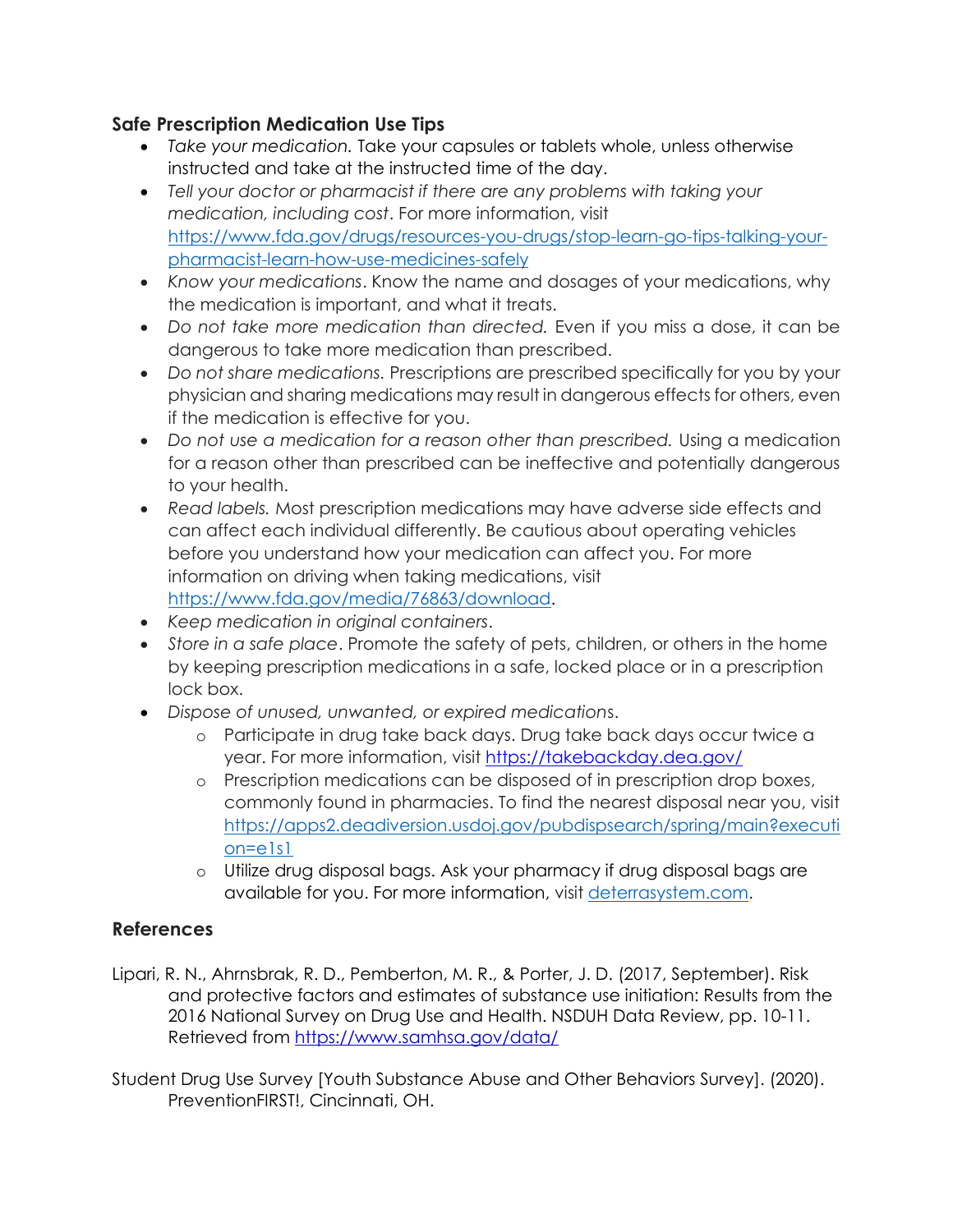## Safe Prescription Medication Use Tips

- *Take your medication.* Take your capsules or tablets whole, unless otherwise instructed and take at the instructed time of the day.
- *Tell your doctor or pharmacist if there are any problems with taking your medication, including cost*. For more information, visit [https://www.fda.gov/drugs/resources-you-drugs/stop-learn-go-tips-talking-your-pharmacist-learn-how-use-medicines-safely](https://www.fda.gov/drugs/resources-you-drugs/stop-learn-go-tips-talking-your-pharmacist-learn-how-use-medicines-safely)
- *Know your medications*. Know the name and dosages of your medications, why the medication is important, and what it treats.
- *Do not take more medication than directed.* Even if you miss a dose, it can be dangerous to take more medication than prescribed.
- *Do not share medications.* Prescriptions are prescribed specifically for you by your physician and sharing medications may result in dangerous effects for others, even if the medication is effective for you.
- *Do not use a medication for a reason other than prescribed.* Using a medication for a reason other than prescribed can be ineffective and potentially dangerous to your health.
- *Read labels.* Most prescription medications may have adverse side effects and can affect each individual differently. Be cautious about operating vehicles before you understand how your medication can affect you. For more information on driving when taking medications, visit [https://www.fda.gov/media/76863/download](https://www.fda.gov/media/76863/download).
- *Keep medication in original containers*.
- *Store in a safe place*. Promote the safety of pets, children, or others in the home by keeping prescription medications in a safe, locked place or in a prescription lock box.
- *Dispose of unused, unwanted, or expired medications*.
  - Participate in drug take back days. Drug take back days occur twice a year. For more information, visit [https://takebackday.dea.gov/](https://takebackday.dea.gov/)
  - Prescription medications can be disposed of in prescription drop boxes, commonly found in pharmacies. To find the nearest disposal near you, visit [https://apps2.deadiversion.usdoj.gov/pubdispsearch/spring/main?execution=e1s1](https://apps2.deadiversion.usdoj.gov/pubdispsearch/spring/main?execution=e1s1)
  - Utilize drug disposal bags. Ask your pharmacy if drug disposal bags are available for you. For more information, visit [deterrasystem.com](deterrasystem.com).

## References

Lipari, R. N., Ahrnsbrak, R. D., Pemberton, M. R., & Porter, J. D. (2017, September). Risk and protective factors and estimates of substance use initiation: Results from the 2016 National Survey on Drug Use and Health. NSDUH Data Review, pp. 10-11. Retrieved from [https://www.samhsa.gov/data/](https://www.samhsa.gov/data/)

Student Drug Use Survey [Youth Substance Abuse and Other Behaviors Survey]. (2020). PreventionFIRST!, Cincinnati, OH.